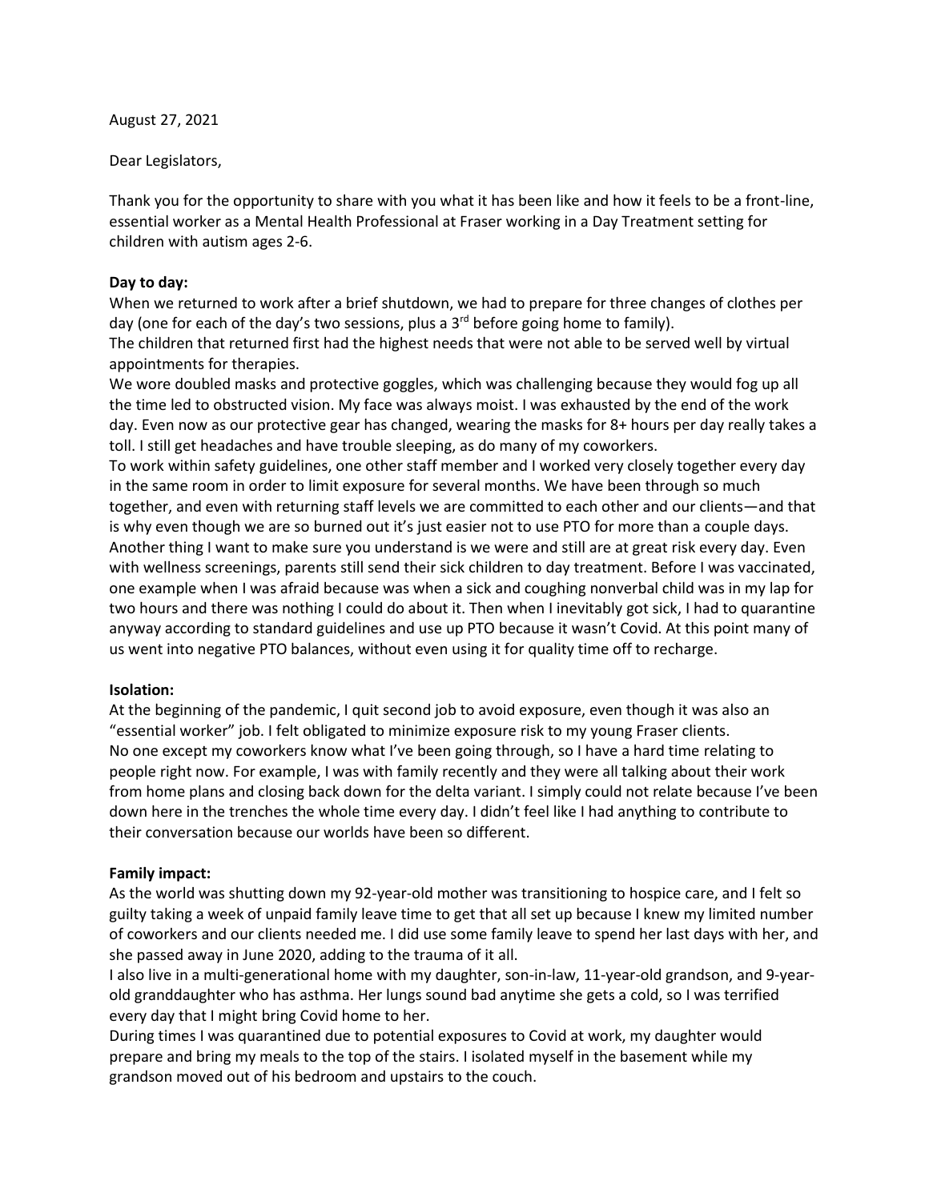August 27, 2021

Dear Legislators,

Thank you for the opportunity to share with you what it has been like and how it feels to be a front-line, essential worker as a Mental Health Professional at Fraser working in a Day Treatment setting for children with autism ages 2-6.

**Day to day:**

When we returned to work after a brief shutdown, we had to prepare for three changes of clothes per day (one for each of the day's two sessions, plus a 3rd before going home to family).

The children that returned first had the highest needs that were not able to be served well by virtual appointments for therapies.

We wore doubled masks and protective goggles, which was challenging because they would fog up all the time led to obstructed vision. My face was always moist. I was exhausted by the end of the work day. Even now as our protective gear has changed, wearing the masks for 8+ hours per day really takes a toll. I still get headaches and have trouble sleeping, as do many of my coworkers.

To work within safety guidelines, one other staff member and I worked very closely together every day in the same room in order to limit exposure for several months. We have been through so much together, and even with returning staff levels we are committed to each other and our clients—and that is why even though we are so burned out it's just easier not to use PTO for more than a couple days.

Another thing I want to make sure you understand is we were and still are at great risk every day. Even with wellness screenings, parents still send their sick children to day treatment. Before I was vaccinated, one example when I was afraid because was when a sick and coughing nonverbal child was in my lap for two hours and there was nothing I could do about it. Then when I inevitably got sick, I had to quarantine anyway according to standard guidelines and use up PTO because it wasn't Covid. At this point many of us went into negative PTO balances, without even using it for quality time off to recharge.

**Isolation:**

At the beginning of the pandemic, I quit second job to avoid exposure, even though it was also an "essential worker" job. I felt obligated to minimize exposure risk to my young Fraser clients.

No one except my coworkers know what I've been going through, so I have a hard time relating to people right now. For example, I was with family recently and they were all talking about their work from home plans and closing back down for the delta variant. I simply could not relate because I've been down here in the trenches the whole time every day. I didn't feel like I had anything to contribute to their conversation because our worlds have been so different.

**Family impact:**

As the world was shutting down my 92-year-old mother was transitioning to hospice care, and I felt so guilty taking a week of unpaid family leave time to get that all set up because I knew my limited number of coworkers and our clients needed me. I did use some family leave to spend her last days with her, and she passed away in June 2020, adding to the trauma of it all.

I also live in a multi-generational home with my daughter, son-in-law, 11-year-old grandson, and 9-year-old granddaughter who has asthma. Her lungs sound bad anytime she gets a cold, so I was terrified every day that I might bring Covid home to her.

During times I was quarantined due to potential exposures to Covid at work, my daughter would prepare and bring my meals to the top of the stairs. I isolated myself in the basement while my grandson moved out of his bedroom and upstairs to the couch.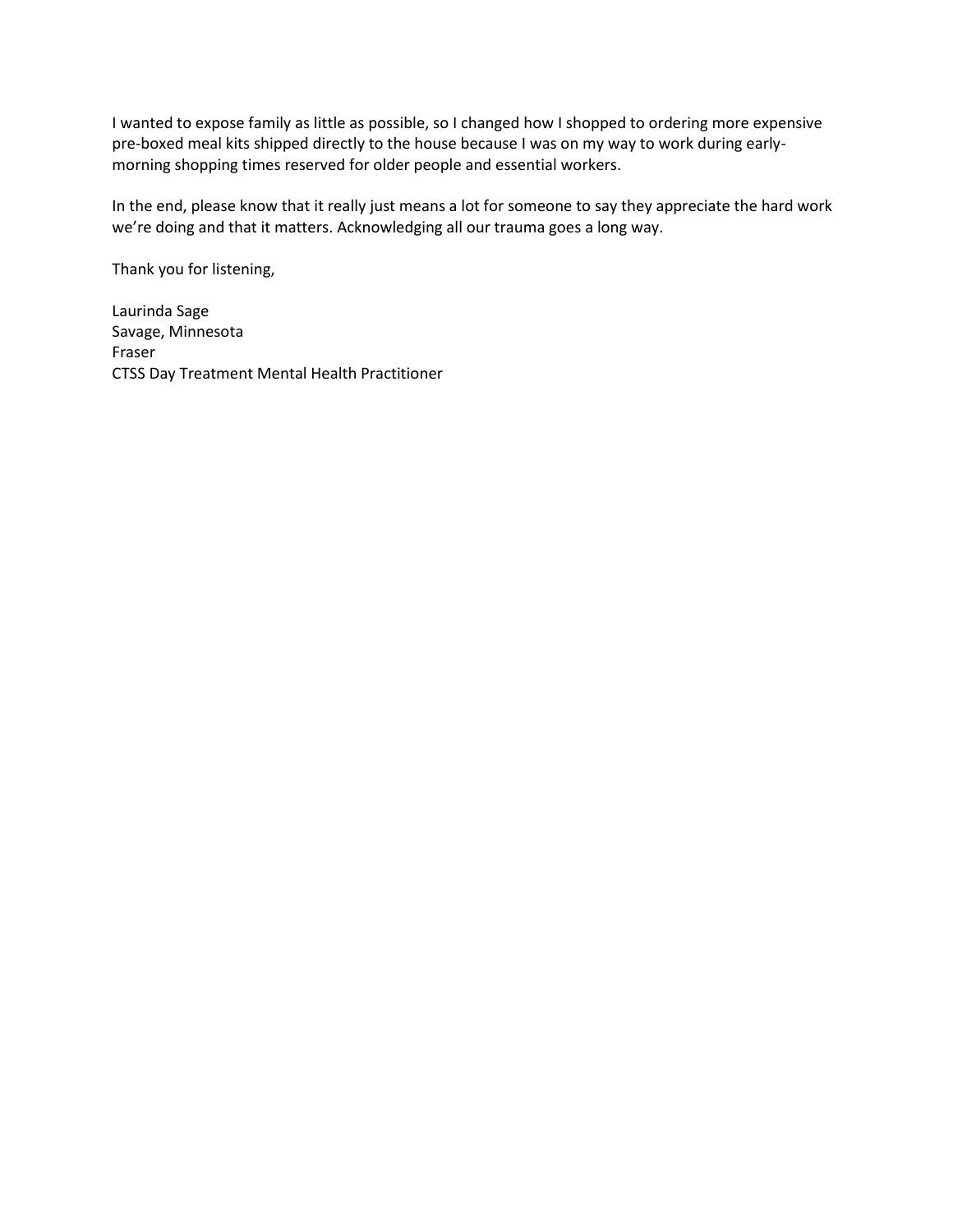I wanted to expose family as little as possible, so I changed how I shopped to ordering more expensive pre-boxed meal kits shipped directly to the house because I was on my way to work during early-morning shopping times reserved for older people and essential workers.

In the end, please know that it really just means a lot for someone to say they appreciate the hard work we're doing and that it matters. Acknowledging all our trauma goes a long way.

Thank you for listening,

Laurinda Sage  
Savage, Minnesota  
Fraser  
CTSS Day Treatment Mental Health Practitioner